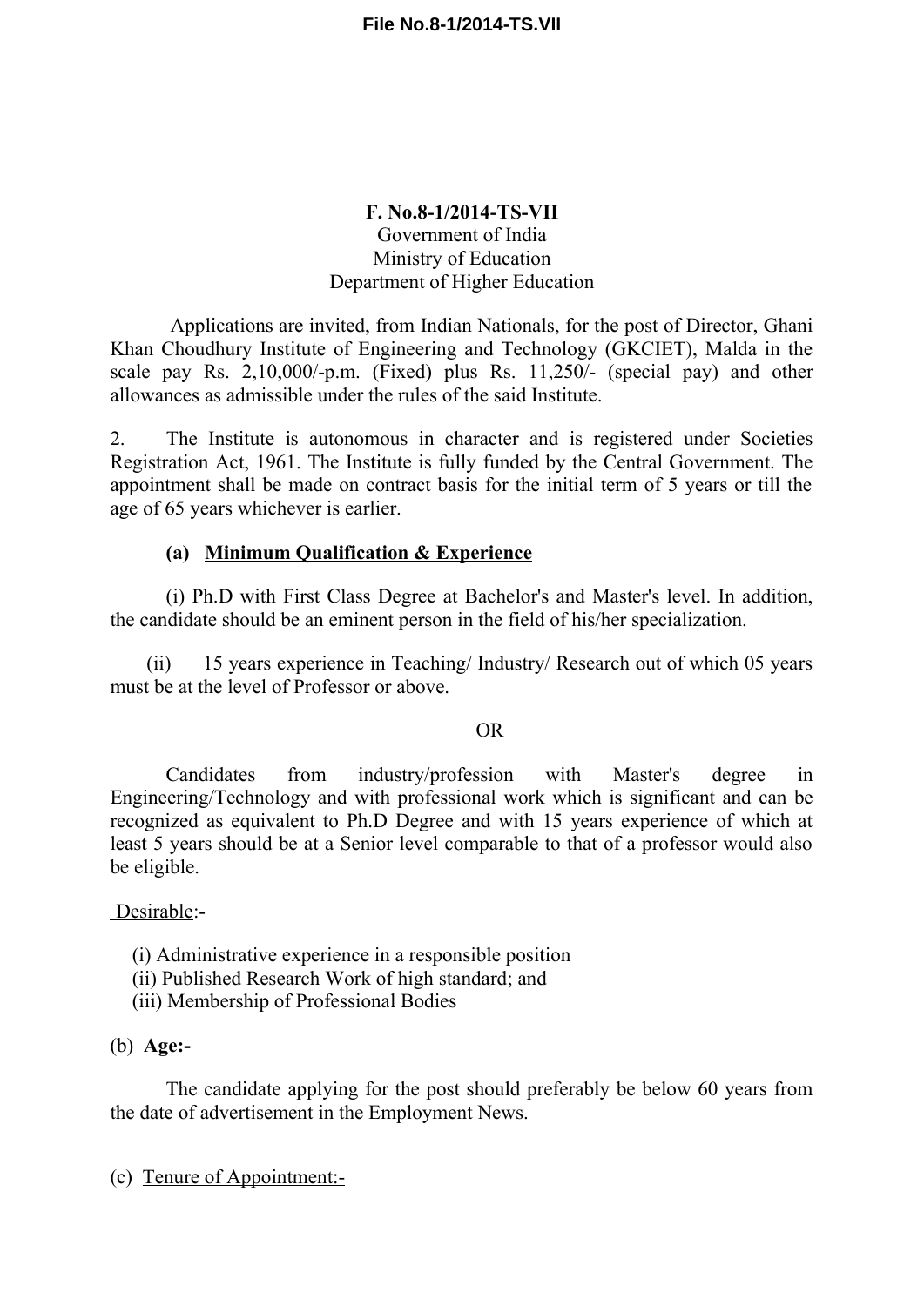**F. No.8-1/2014-TS-VII**
Government of India
Ministry of Education
Department of Higher Education

Applications are invited, from Indian Nationals, for the post of Director, Ghani Khan Choudhury Institute of Engineering and Technology (GKCIET), Malda in the scale pay Rs. 2,10,000/-p.m. (Fixed) plus Rs. 11,250/- (special pay) and other allowances as admissible under the rules of the said Institute.

2. The Institute is autonomous in character and is registered under Societies Registration Act, 1961. The Institute is fully funded by the Central Government. The appointment shall be made on contract basis for the initial term of 5 years or till the age of 65 years whichever is earlier.

**(a) Minimum Qualification & Experience**

(i) Ph.D with First Class Degree at Bachelor's and Master's level. In addition, the candidate should be an eminent person in the field of his/her specialization.

(ii) 15 years experience in Teaching/ Industry/ Research out of which 05 years must be at the level of Professor or above.

OR

Candidates from industry/profession with Master's degree in Engineering/Technology and with professional work which is significant and can be recognized as equivalent to Ph.D Degree and with 15 years experience of which at least 5 years should be at a Senior level comparable to that of a professor would also be eligible.

Desirable:-

(i) Administrative experience in a responsible position
(ii) Published Research Work of high standard; and
(iii) Membership of Professional Bodies

(b) **Age:-**

The candidate applying for the post should preferably be below 60 years from the date of advertisement in the Employment News.

(c) Tenure of Appointment:-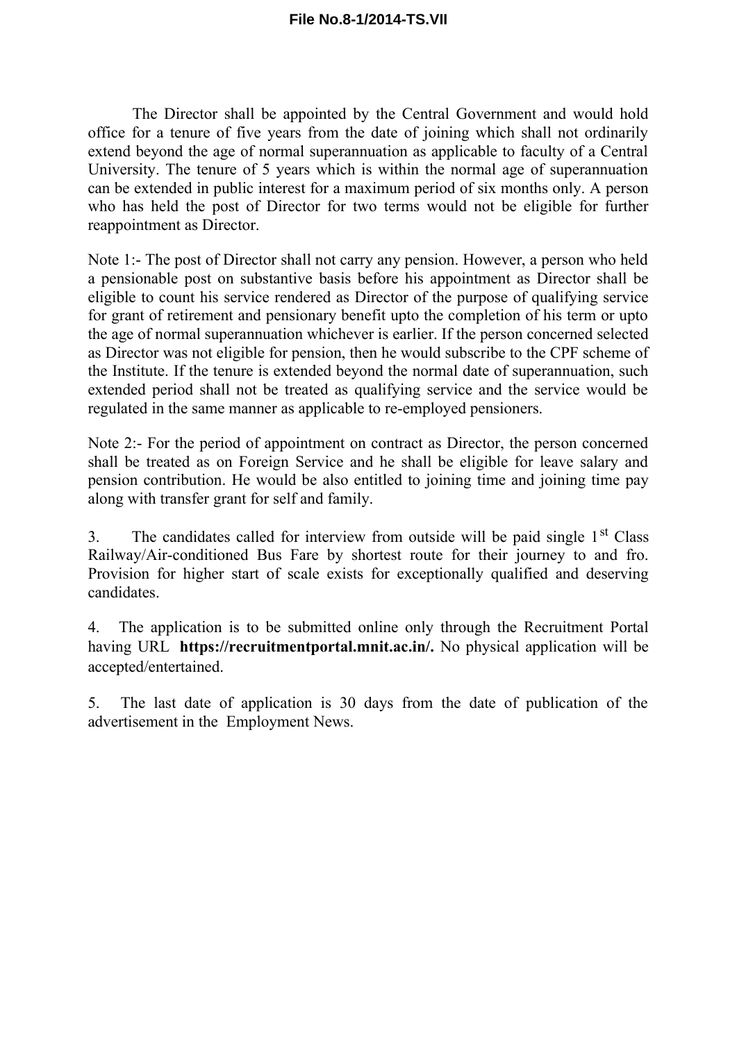The Director shall be appointed by the Central Government and would hold office for a tenure of five years from the date of joining which shall not ordinarily extend beyond the age of normal superannuation as applicable to faculty of a Central University. The tenure of 5 years which is within the normal age of superannuation can be extended in public interest for a maximum period of six months only. A person who has held the post of Director for two terms would not be eligible for further reappointment as Director.

Note 1:- The post of Director shall not carry any pension. However, a person who held a pensionable post on substantive basis before his appointment as Director shall be eligible to count his service rendered as Director of the purpose of qualifying service for grant of retirement and pensionary benefit upto the completion of his term or upto the age of normal superannuation whichever is earlier. If the person concerned selected as Director was not eligible for pension, then he would subscribe to the CPF scheme of the Institute. If the tenure is extended beyond the normal date of superannuation, such extended period shall not be treated as qualifying service and the service would be regulated in the same manner as applicable to re-employed pensioners.

Note 2:- For the period of appointment on contract as Director, the person concerned shall be treated as on Foreign Service and he shall be eligible for leave salary and pension contribution. He would be also entitled to joining time and joining time pay along with transfer grant for self and family.

3. The candidates called for interview from outside will be paid single 1st Class Railway/Air-conditioned Bus Fare by shortest route for their journey to and fro. Provision for higher start of scale exists for exceptionally qualified and deserving candidates.

4. The application is to be submitted online only through the Recruitment Portal having URL **https://recruitmentportal.mnit.ac.in/.** No physical application will be accepted/entertained.

5. The last date of application is 30 days from the date of publication of the advertisement in the Employment News.